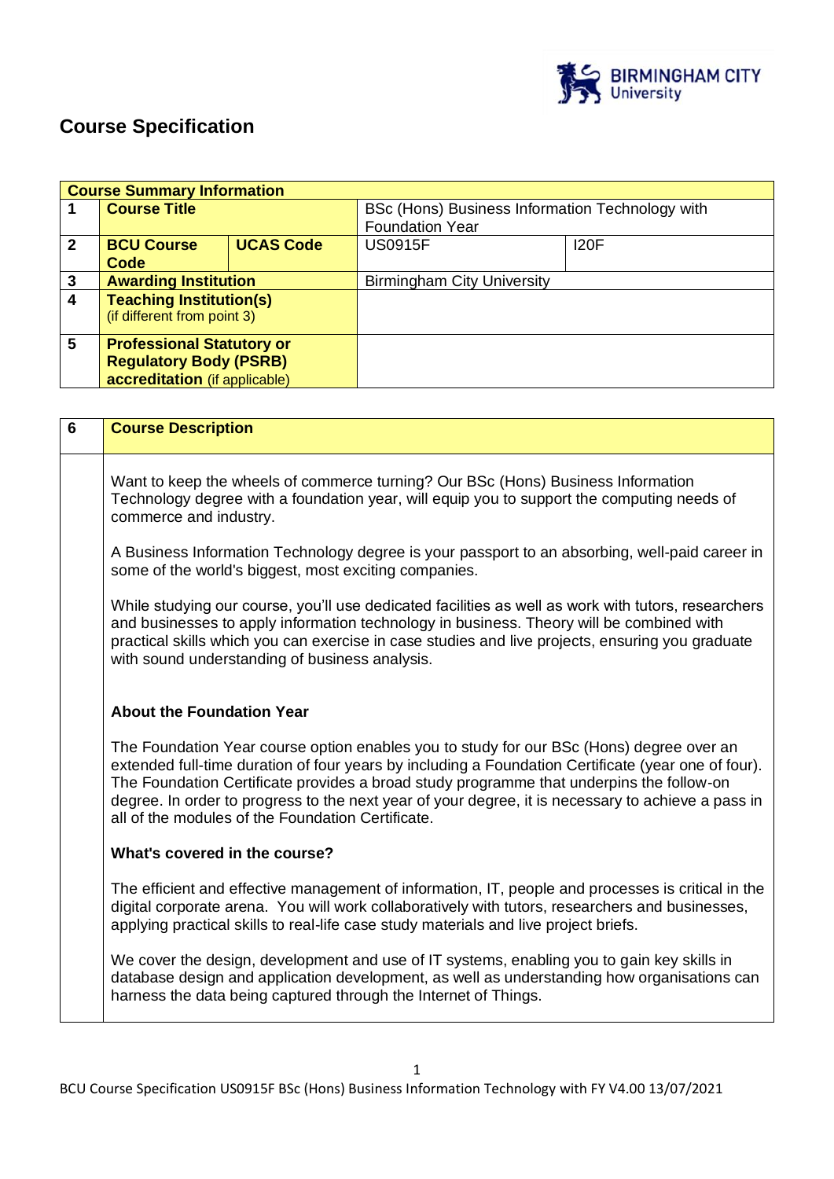# Course Specification

| Course Summary Information | | | | |
|---|---|---|---|---|
| 1 | **Course Title** | | BSc (Hons) Business Information Technology with Foundation Year | |
| 2 | **BCU Course Code** | **UCAS Code** | US0915F | I20F |
| 3 | **Awarding Institution** | | Birmingham City University | |
| 4 | **Teaching Institution(s)** (if different from point 3) | | | |
| 5 | **Professional Statutory or Regulatory Body (PSRB) accreditation** (if applicable) | | | |

| 6 | Course Description |
|---|---|

Want to keep the wheels of commerce turning? Our BSc (Hons) Business Information Technology degree with a foundation year, will equip you to support the computing needs of commerce and industry.

A Business Information Technology degree is your passport to an absorbing, well-paid career in some of the world's biggest, most exciting companies.

While studying our course, you'll use dedicated facilities as well as work with tutors, researchers and businesses to apply information technology in business. Theory will be combined with practical skills which you can exercise in case studies and live projects, ensuring you graduate with sound understanding of business analysis.

**About the Foundation Year**

The Foundation Year course option enables you to study for our BSc (Hons) degree over an extended full-time duration of four years by including a Foundation Certificate (year one of four). The Foundation Certificate provides a broad study programme that underpins the follow-on degree. In order to progress to the next year of your degree, it is necessary to achieve a pass in all of the modules of the Foundation Certificate.

**What's covered in the course?**

The efficient and effective management of information, IT, people and processes is critical in the digital corporate arena. You will work collaboratively with tutors, researchers and businesses, applying practical skills to real-life case study materials and live project briefs.

We cover the design, development and use of IT systems, enabling you to gain key skills in database design and application development, as well as understanding how organisations can harness the data being captured through the Internet of Things.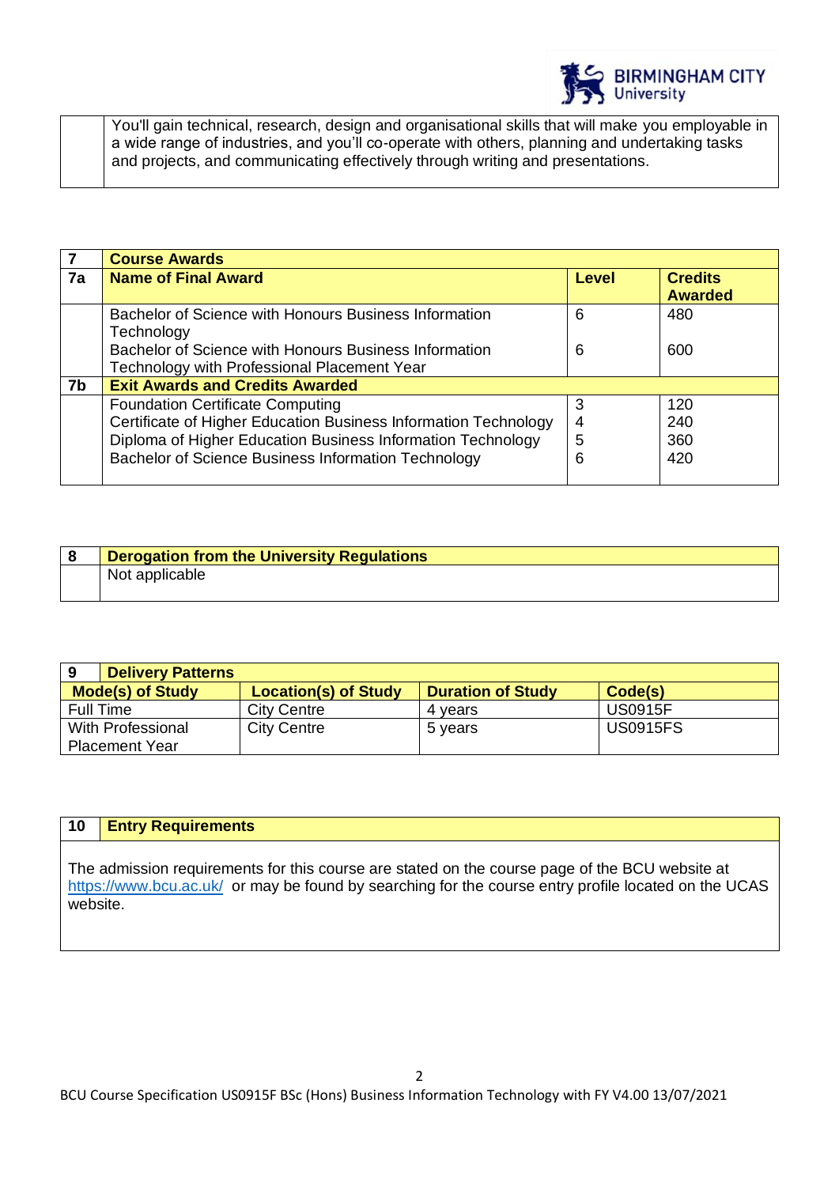| | |
|---|---|
| | You'll gain technical, research, design and organisational skills that will make you employable in a wide range of industries, and you'll co-operate with others, planning and undertaking tasks and projects, and communicating effectively through writing and presentations. |

| 7 | **Course Awards** | | |
|---|---|---|---|
| **7a** | **Name of Final Award** | **Level** | **Credits Awarded** |
| | Bachelor of Science with Honours Business Information Technology | 6 | 480 |
| | Bachelor of Science with Honours Business Information Technology with Professional Placement Year | 6 | 600 |
| **7b** | **Exit Awards and Credits Awarded** | | |
| | Foundation Certificate Computing | 3 | 120 |
| | Certificate of Higher Education Business Information Technology | 4 | 240 |
| | Diploma of Higher Education Business Information Technology | 5 | 360 |
| | Bachelor of Science Business Information Technology | 6 | 420 |

| 8 | **Derogation from the University Regulations** |
|---|---|
| | Not applicable |

| 9 | **Delivery Patterns** | | |
|---|---|---|---|
| **Mode(s) of Study** | **Location(s) of Study** | **Duration of Study** | **Code(s)** |
| Full Time | City Centre | 4 years | US0915F |
| With Professional Placement Year | City Centre | 5 years | US0915FS |

| 10 | **Entry Requirements** |
|---|---|
| | The admission requirements for this course are stated on the course page of the BCU website at https://www.bcu.ac.uk/ or may be found by searching for the course entry profile located on the UCAS website. |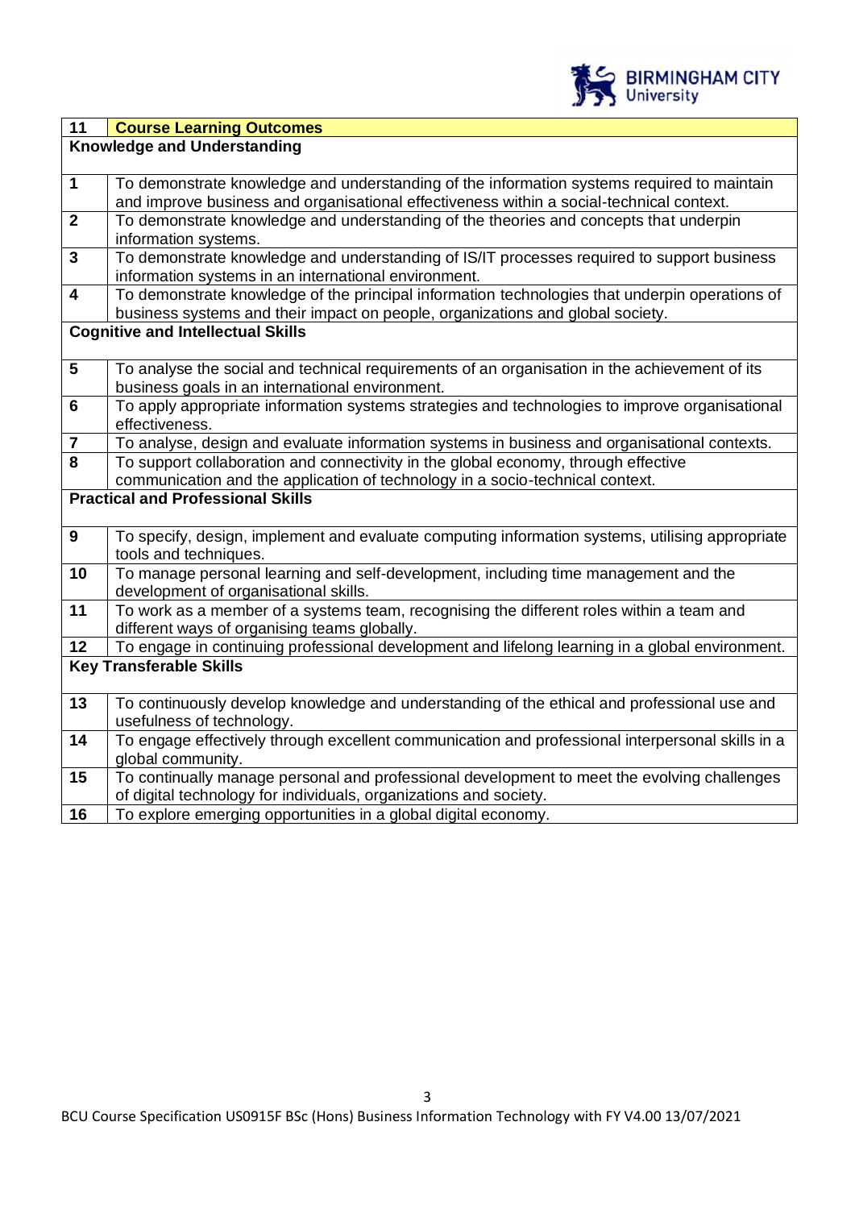| 11 | Course Learning Outcomes |
| --- | --- |
| **Knowledge and Understanding** | |
| 1 | To demonstrate knowledge and understanding of the information systems required to maintain and improve business and organisational effectiveness within a social-technical context. |
| 2 | To demonstrate knowledge and understanding of the theories and concepts that underpin information systems. |
| 3 | To demonstrate knowledge and understanding of IS/IT processes required to support business information systems in an international environment. |
| 4 | To demonstrate knowledge of the principal information technologies that underpin operations of business systems and their impact on people, organizations and global society. |
| **Cognitive and Intellectual Skills** | |
| 5 | To analyse the social and technical requirements of an organisation in the achievement of its business goals in an international environment. |
| 6 | To apply appropriate information systems strategies and technologies to improve organisational effectiveness. |
| 7 | To analyse, design and evaluate information systems in business and organisational contexts. |
| 8 | To support collaboration and connectivity in the global economy, through effective communication and the application of technology in a socio-technical context. |
| **Practical and Professional Skills** | |
| 9 | To specify, design, implement and evaluate computing information systems, utilising appropriate tools and techniques. |
| 10 | To manage personal learning and self-development, including time management and the development of organisational skills. |
| 11 | To work as a member of a systems team, recognising the different roles within a team and different ways of organising teams globally. |
| 12 | To engage in continuing professional development and lifelong learning in a global environment. |
| **Key Transferable Skills** | |
| 13 | To continuously develop knowledge and understanding of the ethical and professional use and usefulness of technology. |
| 14 | To engage effectively through excellent communication and professional interpersonal skills in a global community. |
| 15 | To continually manage personal and professional development to meet the evolving challenges of digital technology for individuals, organizations and society. |
| 16 | To explore emerging opportunities in a global digital economy. |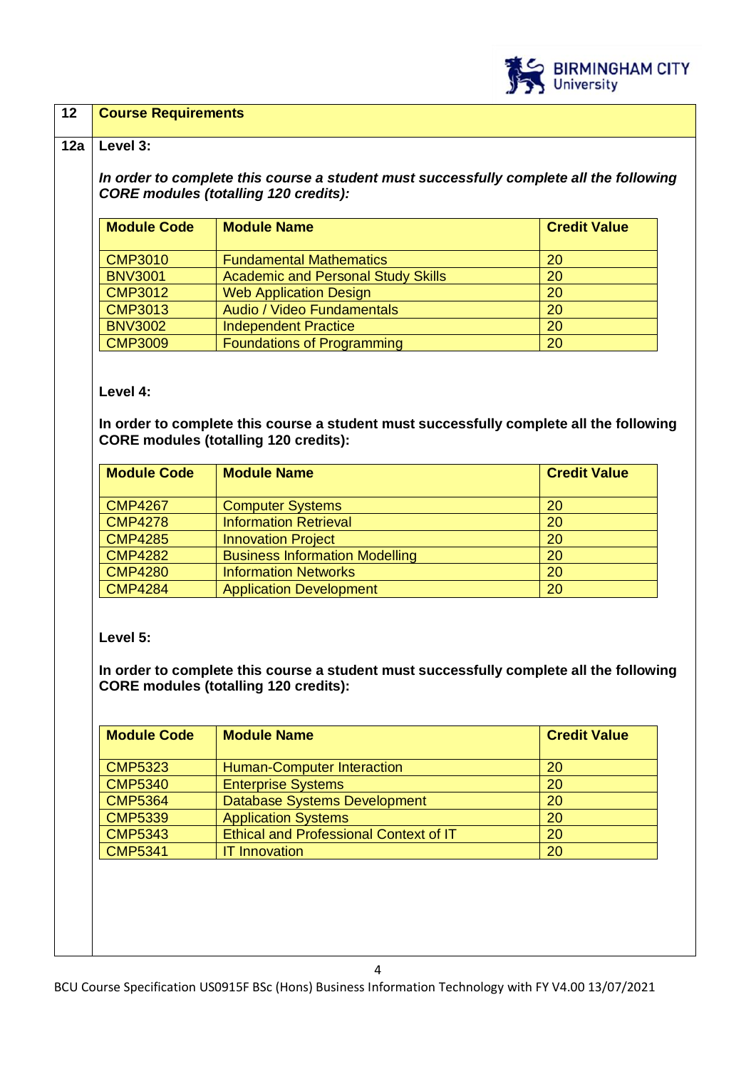| 12 | **Course Requirements** |
|---|---|

**12a Level 3:**

***In order to complete this course a student must successfully complete all the following CORE modules (totalling 120 credits):***

| Module Code | Module Name | Credit Value |
|---|---|---|
| CMP3010 | Fundamental Mathematics | 20 |
| BNV3001 | Academic and Personal Study Skills | 20 |
| CMP3012 | Web Application Design | 20 |
| CMP3013 | Audio / Video Fundamentals | 20 |
| BNV3002 | Independent Practice | 20 |
| CMP3009 | Foundations of Programming | 20 |

**Level 4:**

**In order to complete this course a student must successfully complete all the following CORE modules (totalling 120 credits):**

| Module Code | Module Name | Credit Value |
|---|---|---|
| CMP4267 | Computer Systems | 20 |
| CMP4278 | Information Retrieval | 20 |
| CMP4285 | Innovation Project | 20 |
| CMP4282 | Business Information Modelling | 20 |
| CMP4280 | Information Networks | 20 |
| CMP4284 | Application Development | 20 |

**Level 5:**

**In order to complete this course a student must successfully complete all the following CORE modules (totalling 120 credits):**

| Module Code | Module Name | Credit Value |
|---|---|---|
| CMP5323 | Human-Computer Interaction | 20 |
| CMP5340 | Enterprise Systems | 20 |
| CMP5364 | Database Systems Development | 20 |
| CMP5339 | Application Systems | 20 |
| CMP5343 | Ethical and Professional Context of IT | 20 |
| CMP5341 | IT Innovation | 20 |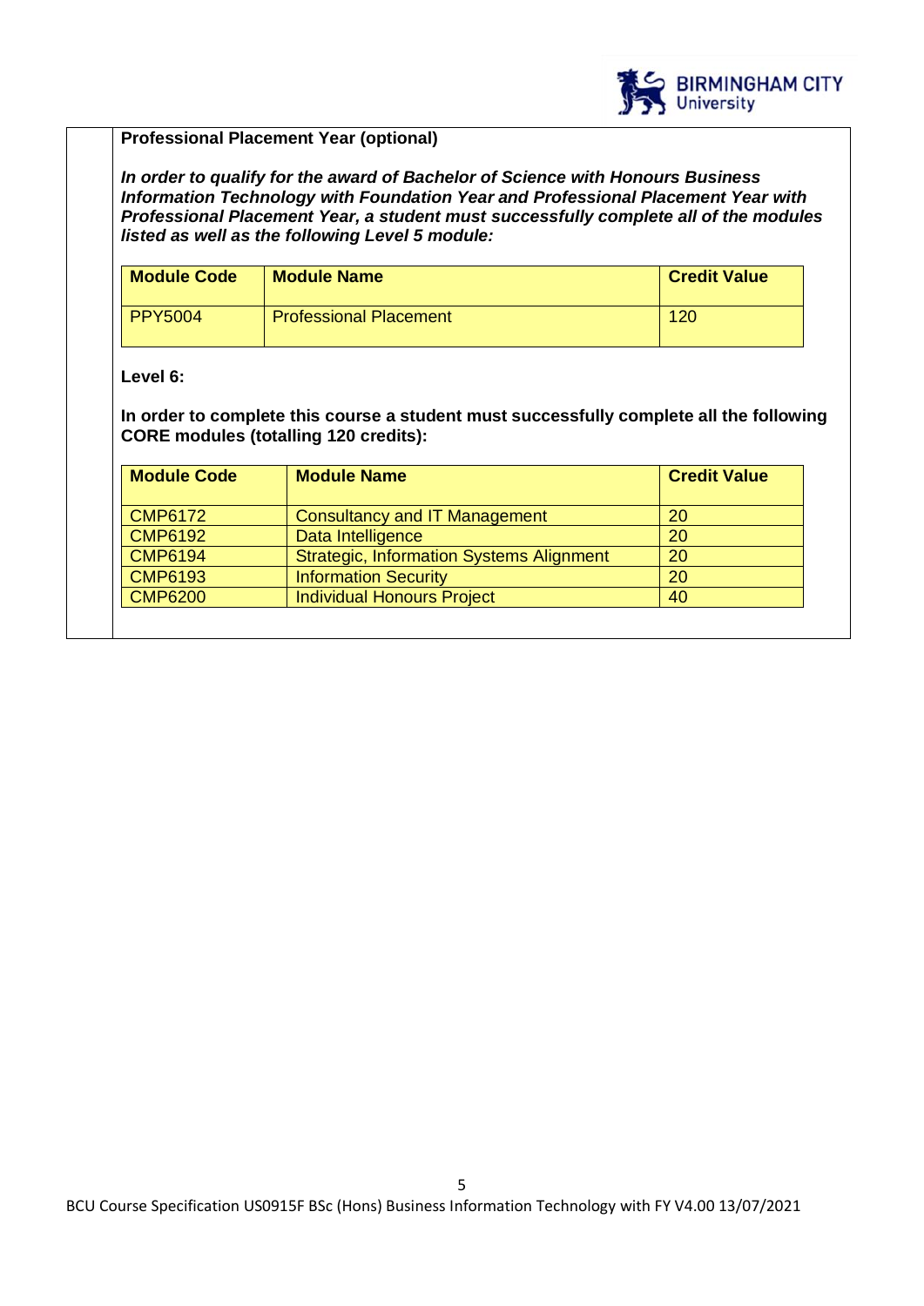**Professional Placement Year (optional)**

***In order to qualify for the award of Bachelor of Science with Honours Business Information Technology with Foundation Year and Professional Placement Year with Professional Placement Year, a student must successfully complete all of the modules listed as well as the following Level 5 module:***

| Module Code | Module Name | Credit Value |
| --- | --- | --- |
| PPY5004 | Professional Placement | 120 |

**Level 6:**

**In order to complete this course a student must successfully complete all the following CORE modules (totalling 120 credits):**

| Module Code | Module Name | Credit Value |
| --- | --- | --- |
| CMP6172 | Consultancy and IT Management | 20 |
| CMP6192 | Data Intelligence | 20 |
| CMP6194 | Strategic, Information Systems Alignment | 20 |
| CMP6193 | Information Security | 20 |
| CMP6200 | Individual Honours Project | 40 |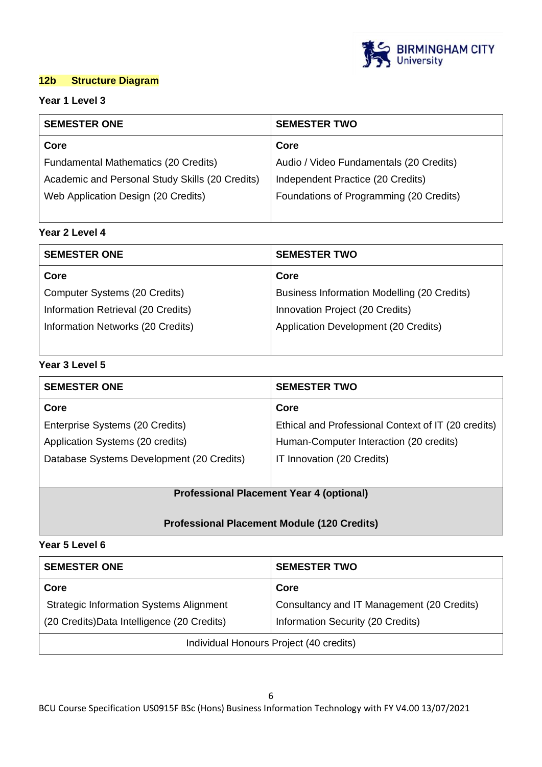## 12b Structure Diagram

**Year 1 Level 3**

| SEMESTER ONE | SEMESTER TWO |
|---|---|
| **Core** | **Core** |
| Fundamental Mathematics (20 Credits) | Audio / Video Fundamentals (20 Credits) |
| Academic and Personal Study Skills (20 Credits) | Independent Practice (20 Credits) |
| Web Application Design (20 Credits) | Foundations of Programming (20 Credits) |

**Year 2 Level 4**

| SEMESTER ONE | SEMESTER TWO |
|---|---|
| **Core** | **Core** |
| Computer Systems (20 Credits) | Business Information Modelling (20 Credits) |
| Information Retrieval (20 Credits) | Innovation Project (20 Credits) |
| Information Networks (20 Credits) | Application Development (20 Credits) |

**Year 3 Level 5**

| SEMESTER ONE | SEMESTER TWO |
|---|---|
| **Core** | **Core** |
| Enterprise Systems (20 Credits) | Ethical and Professional Context of IT (20 credits) |
| Application Systems (20 credits) | Human-Computer Interaction (20 credits) |
| Database Systems Development (20 Credits) | IT Innovation (20 Credits) |
| **Professional Placement Year 4 (optional)** | |
| **Professional Placement Module (120 Credits)** | |

**Year 5 Level 6**

| SEMESTER ONE | SEMESTER TWO |
|---|---|
| **Core** | **Core** |
| Strategic Information Systems Alignment (20 Credits) | Consultancy and IT Management (20 Credits) |
| Data Intelligence (20 Credits) | Information Security (20 Credits) |
| Individual Honours Project (40 credits) | |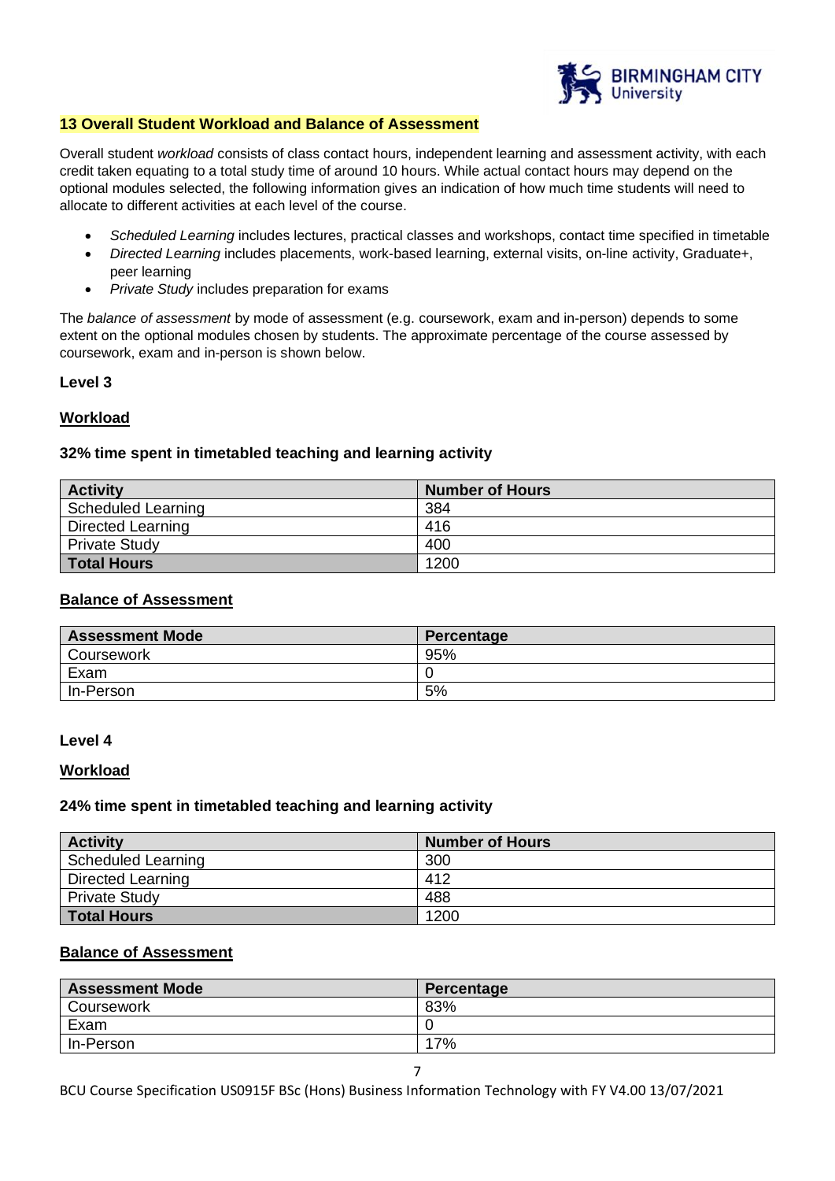## 13 Overall Student Workload and Balance of Assessment

Overall student *workload* consists of class contact hours, independent learning and assessment activity, with each credit taken equating to a total study time of around 10 hours. While actual contact hours may depend on the optional modules selected, the following information gives an indication of how much time students will need to allocate to different activities at each level of the course.

- *Scheduled Learning* includes lectures, practical classes and workshops, contact time specified in timetable
- *Directed Learning* includes placements, work-based learning, external visits, on-line activity, Graduate+, peer learning
- *Private Study* includes preparation for exams

The *balance of assessment* by mode of assessment (e.g. coursework, exam and in-person) depends to some extent on the optional modules chosen by students. The approximate percentage of the course assessed by coursework, exam and in-person is shown below.

**Level 3**

**Workload**

**32% time spent in timetabled teaching and learning activity**

| Activity | Number of Hours |
|---|---|
| Scheduled Learning | 384 |
| Directed Learning | 416 |
| Private Study | 400 |
| **Total Hours** | 1200 |

**Balance of Assessment**

| Assessment Mode | Percentage |
|---|---|
| Coursework | 95% |
| Exam | 0 |
| In-Person | 5% |

**Level 4**

**Workload**

**24% time spent in timetabled teaching and learning activity**

| Activity | Number of Hours |
|---|---|
| Scheduled Learning | 300 |
| Directed Learning | 412 |
| Private Study | 488 |
| **Total Hours** | 1200 |

**Balance of Assessment**

| Assessment Mode | Percentage |
|---|---|
| Coursework | 83% |
| Exam | 0 |
| In-Person | 17% |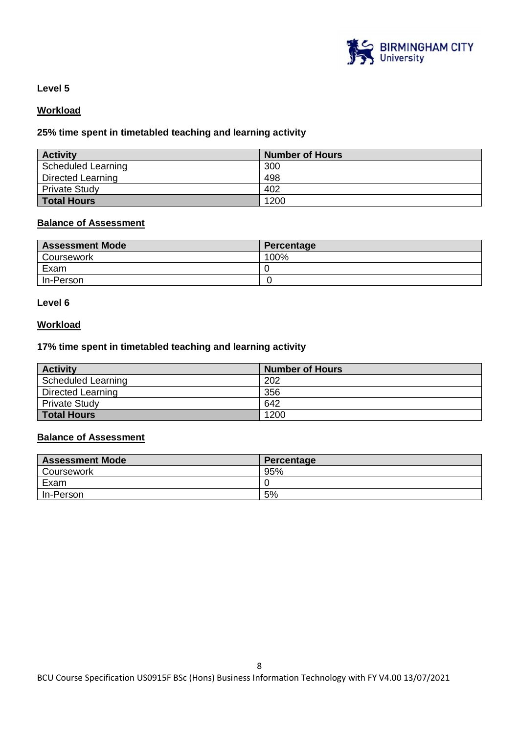**Level 5**

**Workload**

**25% time spent in timetabled teaching and learning activity**

| Activity | Number of Hours |
|---|---|
| Scheduled Learning | 300 |
| Directed Learning | 498 |
| Private Study | 402 |
| **Total Hours** | 1200 |

**Balance of Assessment**

| Assessment Mode | Percentage |
|---|---|
| Coursework | 100% |
| Exam | 0 |
| In-Person | 0 |

**Level 6**

**Workload**

**17% time spent in timetabled teaching and learning activity**

| Activity | Number of Hours |
|---|---|
| Scheduled Learning | 202 |
| Directed Learning | 356 |
| Private Study | 642 |
| **Total Hours** | 1200 |

**Balance of Assessment**

| Assessment Mode | Percentage |
|---|---|
| Coursework | 95% |
| Exam | 0 |
| In-Person | 5% |